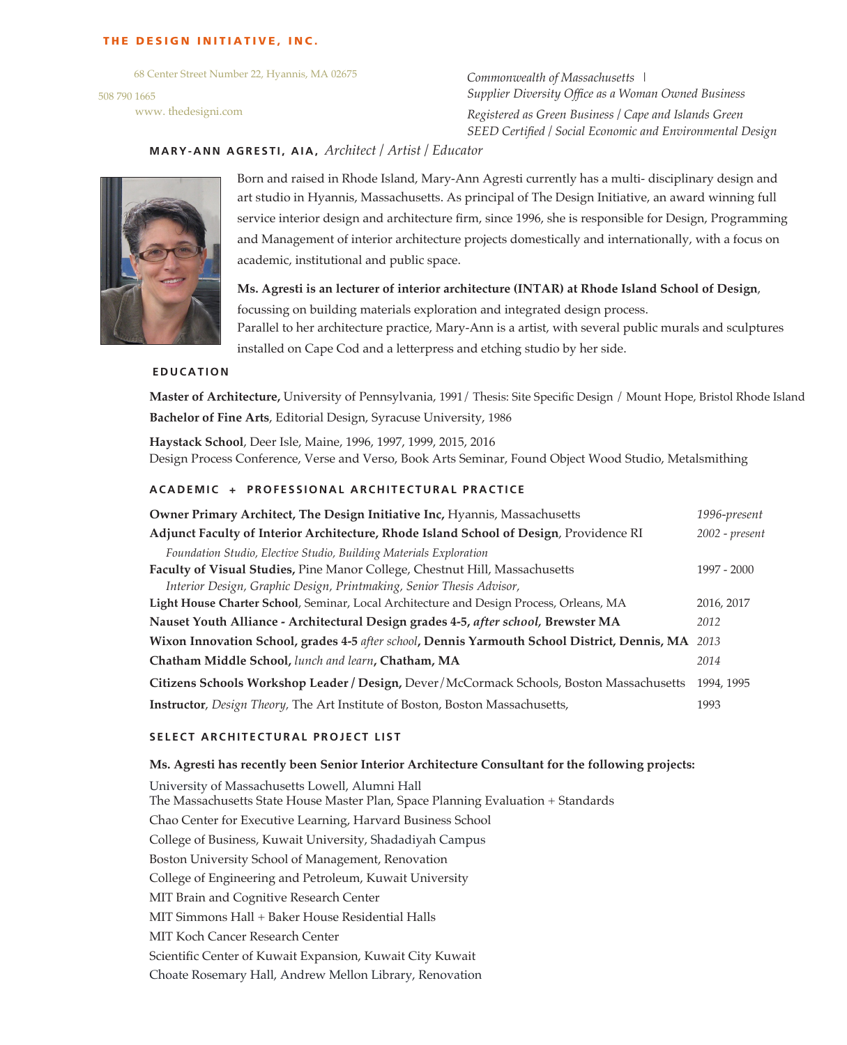**THE DESIGN INITIATIVE, INC.**

68 Center Street Number 22, Hyannis, MA 02675
508 790 1665
www. thedesigni.com

*Commonwealth of Massachusetts |*
*Supplier Diversity Office as a Woman Owned Business*
*Registered as Green Business / Cape and Islands Green*
*SEED Certified / Social Economic and Environmental Design*

## MARY-ANN AGRESTI, AIA, *Architect / Artist / Educator*

Born and raised in Rhode Island, Mary-Ann Agresti currently has a multi- disciplinary design and art studio in Hyannis, Massachusetts. As principal of The Design Initiative, an award winning full service interior design and architecture firm, since 1996, she is responsible for Design, Programming and Management of interior architecture projects domestically and internationally, with a focus on academic, institutional and public space.

**Ms. Agresti is an lecturer of interior architecture (INTAR) at Rhode Island School of Design**, focussing on building materials exploration and integrated design process.
Parallel to her architecture practice, Mary-Ann is a artist, with several public murals and sculptures installed on Cape Cod and a letterpress and etching studio by her side.

### EDUCATION

**Master of Architecture,** University of Pennsylvania, 1991/ Thesis: Site Specific Design / Mount Hope, Bristol Rhode Island
**Bachelor of Fine Arts**, Editorial Design, Syracuse University, 1986

**Haystack School**, Deer Isle, Maine, 1996, 1997, 1999, 2015, 2016
Design Process Conference, Verse and Verso, Book Arts Seminar, Found Object Wood Studio, Metalsmithing

### ACADEMIC + PROFESSIONAL ARCHITECTURAL PRACTICE

| | |
|---|---|
| **Owner Primary Architect, The Design Initiative Inc,** Hyannis, Massachusetts | *1996-present* |
| **Adjunct Faculty of Interior Architecture, Rhode Island School of Design**, Providence RI<br>*Foundation Studio, Elective Studio, Building Materials Exploration* | *2002 - present* |
| **Faculty of Visual Studies,** Pine Manor College, Chestnut Hill, Massachusetts<br>*Interior Design, Graphic Design, Printmaking, Senior Thesis Advisor,* | 1997 - 2000 |
| **Light House Charter School**, Seminar, Local Architecture and Design Process, Orleans, MA | 2016, 2017 |
| **Nauset Youth Alliance - Architectural Design grades 4-5, *after school*, Brewster MA** | *2012* |
| **Wixon Innovation School, grades 4-5** *after school*, **Dennis Yarmouth School District, Dennis, MA** | *2013* |
| **Chatham Middle School,** *lunch and learn*, **Chatham, MA** | *2014* |
| **Citizens Schools Workshop Leader / Design,** Dever/McCormack Schools, Boston Massachusetts | 1994, 1995 |
| **Instructor**, *Design Theory,* The Art Institute of Boston, Boston Massachusetts, | 1993 |

### SELECT ARCHITECTURAL PROJECT LIST

**Ms. Agresti has recently been Senior Interior Architecture Consultant for the following projects:**

University of Massachusetts Lowell, Alumni Hall
The Massachusetts State House Master Plan, Space Planning Evaluation + Standards
Chao Center for Executive Learning, Harvard Business School
College of Business, Kuwait University, Shadadiyah Campus
Boston University School of Management, Renovation
College of Engineering and Petroleum, Kuwait University
MIT Brain and Cognitive Research Center
MIT Simmons Hall + Baker House Residential Halls
MIT Koch Cancer Research Center
Scientific Center of Kuwait Expansion, Kuwait City Kuwait
Choate Rosemary Hall, Andrew Mellon Library, Renovation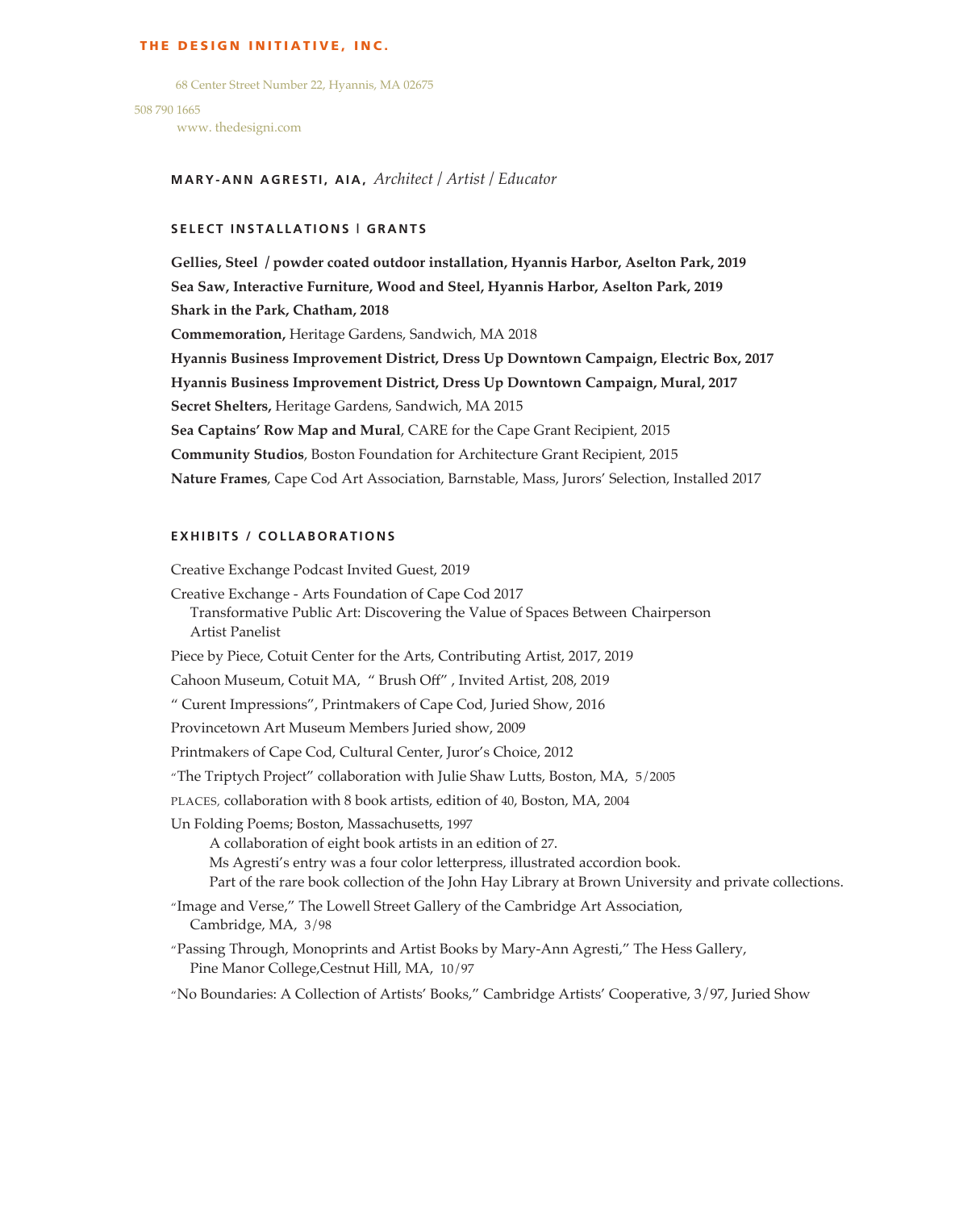**THE DESIGN INITIATIVE, INC.**

68 Center Street Number 22, Hyannis, MA 02675

508 790 1665

www. thedesigni.com

## MARY-ANN AGRESTI, AIA, *Architect / Artist / Educator*

### SELECT INSTALLATIONS l GRANTS

**Gellies, Steel / powder coated outdoor installation, Hyannis Harbor, Aselton Park, 2019**

**Sea Saw, Interactive Furniture, Wood and Steel, Hyannis Harbor, Aselton Park, 2019**

**Shark in the Park, Chatham, 2018**

**Commemoration,** Heritage Gardens, Sandwich, MA 2018

**Hyannis Business Improvement District, Dress Up Downtown Campaign, Electric Box, 2017**

**Hyannis Business Improvement District, Dress Up Downtown Campaign, Mural, 2017**

**Secret Shelters,** Heritage Gardens, Sandwich, MA 2015

**Sea Captains' Row Map and Mural**, CARE for the Cape Grant Recipient, 2015

**Community Studios**, Boston Foundation for Architecture Grant Recipient, 2015

**Nature Frames**, Cape Cod Art Association, Barnstable, Mass, Jurors' Selection, Installed 2017

### EXHIBITS / COLLABORATIONS

Creative Exchange Podcast Invited Guest, 2019

Creative Exchange - Arts Foundation of Cape Cod 2017
Transformative Public Art: Discovering the Value of Spaces Between Chairperson
Artist Panelist

Piece by Piece, Cotuit Center for the Arts, Contributing Artist, 2017, 2019

Cahoon Museum, Cotuit MA, " Brush Off" , Invited Artist, 208, 2019

" Curent Impressions", Printmakers of Cape Cod, Juried Show, 2016

Provincetown Art Museum Members Juried show, 2009

Printmakers of Cape Cod, Cultural Center, Juror's Choice, 2012

"The Triptych Project" collaboration with Julie Shaw Lutts, Boston, MA, 5/2005

PLACES, collaboration with 8 book artists, edition of 40, Boston, MA, 2004

Un Folding Poems; Boston, Massachusetts, 1997
A collaboration of eight book artists in an edition of 27.
Ms Agresti's entry was a four color letterpress, illustrated accordion book.
Part of the rare book collection of the John Hay Library at Brown University and private collections.

"Image and Verse," The Lowell Street Gallery of the Cambridge Art Association,
Cambridge, MA, 3/98

"Passing Through, Monoprints and Artist Books by Mary-Ann Agresti," The Hess Gallery,
Pine Manor College,Cestnut Hill, MA, 10/97

"No Boundaries: A Collection of Artists' Books," Cambridge Artists' Cooperative, 3/97, Juried Show